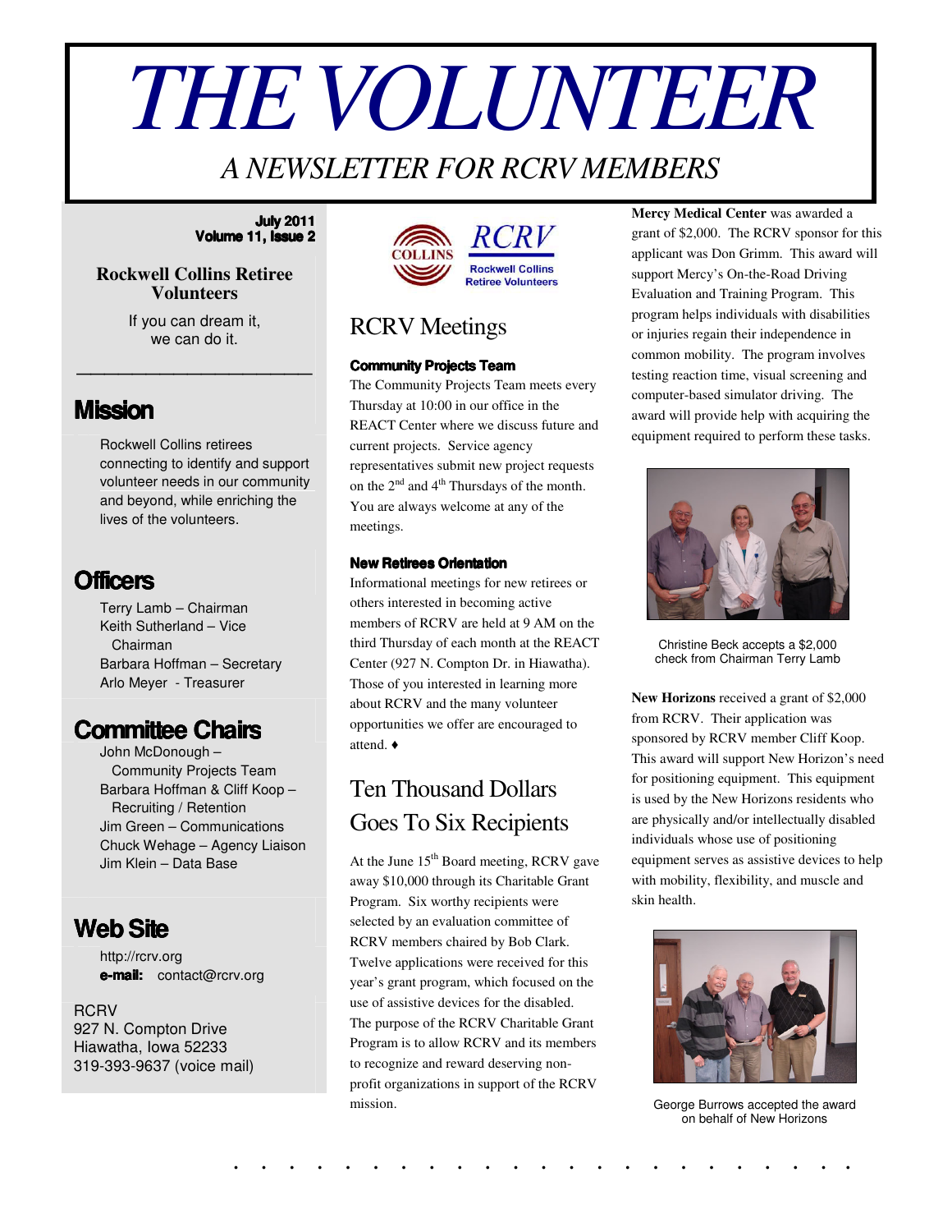# THE VOLUNTEER

*A NEWSLETTER FOR RCRV MEMBERS*

**July 2011**
**Volume 11, Issue 2**

**Rockwell Collins Retiree Volunteers**

If you can dream it,
we can do it.

## Mission

Rockwell Collins retirees connecting to identify and support volunteer needs in our community and beyond, while enriching the lives of the volunteers.

## Officers

Terry Lamb – Chairman
Keith Sutherland – Vice Chairman
Barbara Hoffman – Secretary
Arlo Meyer - Treasurer

## Committee Chairs

John McDonough – Community Projects Team
Barbara Hoffman & Cliff Koop – Recruiting / Retention
Jim Green – Communications
Chuck Wehage – Agency Liaison
Jim Klein – Data Base

## Web Site

http://rcrv.org
**e-mail:** contact@rcrv.org

RCRV
927 N. Compton Drive
Hiawatha, Iowa 52233
319-393-9637 (voice mail)

## RCRV Meetings

### Community Projects Team

The Community Projects Team meets every Thursday at 10:00 in our office in the REACT Center where we discuss future and current projects. Service agency representatives submit new project requests on the 2nd and 4th Thursdays of the month. You are always welcome at any of the meetings.

### New Retirees Orientation

Informational meetings for new retirees or others interested in becoming active members of RCRV are held at 9 AM on the third Thursday of each month at the REACT Center (927 N. Compton Dr. in Hiawatha). Those of you interested in learning more about RCRV and the many volunteer opportunities we offer are encouraged to attend. ♦

## Ten Thousand Dollars Goes To Six Recipients

At the June 15th Board meeting, RCRV gave away $10,000 through its Charitable Grant Program. Six worthy recipients were selected by an evaluation committee of RCRV members chaired by Bob Clark. Twelve applications were received for this year's grant program, which focused on the use of assistive devices for the disabled. The purpose of the RCRV Charitable Grant Program is to allow RCRV and its members to recognize and reward deserving non-profit organizations in support of the RCRV mission.

**Mercy Medical Center** was awarded a grant of $2,000. The RCRV sponsor for this applicant was Don Grimm. This award will support Mercy's On-the-Road Driving Evaluation and Training Program. This program helps individuals with disabilities or injuries regain their independence in common mobility. The program involves testing reaction time, visual screening and computer-based simulator driving. The award will provide help with acquiring the equipment required to perform these tasks.

Christine Beck accepts a $2,000 check from Chairman Terry Lamb

**New Horizons** received a grant of $2,000 from RCRV. Their application was sponsored by RCRV member Cliff Koop. This award will support New Horizon's need for positioning equipment. This equipment is used by the New Horizons residents who are physically and/or intellectually disabled individuals whose use of positioning equipment serves as assistive devices to help with mobility, flexibility, and muscle and skin health.

George Burrows accepted the award on behalf of New Horizons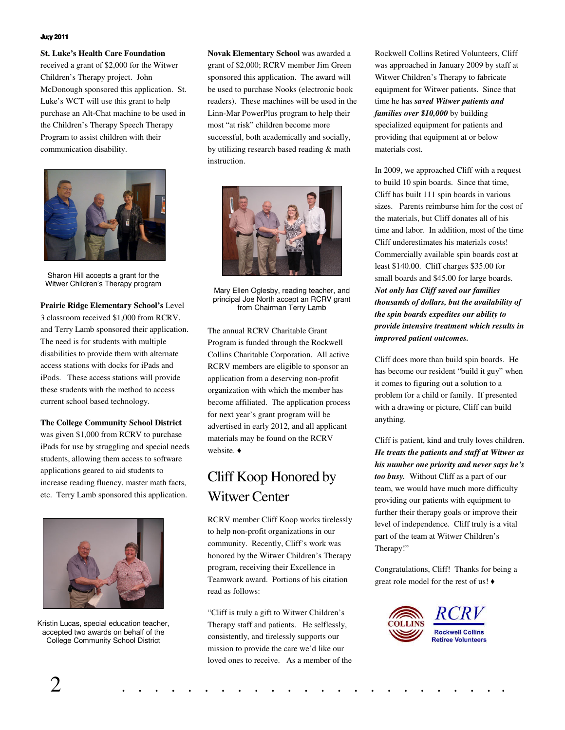**St. Luke's Health Care Foundation** received a grant of $2,000 for the Witwer Children's Therapy project. John McDonough sponsored this application. St. Luke's WCT will use this grant to help purchase an Alt-Chat machine to be used in the Children's Therapy Speech Therapy Program to assist children with their communication disability.

Sharon Hill accepts a grant for the Witwer Children's Therapy program

**Prairie Ridge Elementary School's** Level 3 classroom received $1,000 from RCRV, and Terry Lamb sponsored their application. The need is for students with multiple disabilities to provide them with alternate access stations with docks for iPads and iPods. These access stations will provide these students with the method to access current school based technology.

**The College Community School District** was given $1,000 from RCRV to purchase iPads for use by struggling and special needs students, allowing them access to software applications geared to aid students to increase reading fluency, master math facts, etc. Terry Lamb sponsored this application.

Kristin Lucas, special education teacher, accepted two awards on behalf of the College Community School District

**Novak Elementary School** was awarded a grant of $2,000; RCRV member Jim Green sponsored this application. The award will be used to purchase Nooks (electronic book readers). These machines will be used in the Linn-Mar PowerPlus program to help their most "at risk" children become more successful, both academically and socially, by utilizing research based reading & math instruction.

Mary Ellen Oglesby, reading teacher, and principal Joe North accept an RCRV grant from Chairman Terry Lamb

The annual RCRV Charitable Grant Program is funded through the Rockwell Collins Charitable Corporation. All active RCRV members are eligible to sponsor an application from a deserving non-profit organization with which the member has become affiliated. The application process for next year's grant program will be advertised in early 2012, and all applicant materials may be found on the RCRV website. ♦

## Cliff Koop Honored by Witwer Center

RCRV member Cliff Koop works tirelessly to help non-profit organizations in our community. Recently, Cliff's work was honored by the Witwer Children's Therapy program, receiving their Excellence in Teamwork award. Portions of his citation read as follows:

"Cliff is truly a gift to Witwer Children's Therapy staff and patients. He selflessly, consistently, and tirelessly supports our mission to provide the care we'd like our loved ones to receive. As a member of the Rockwell Collins Retired Volunteers, Cliff was approached in January 2009 by staff at Witwer Children's Therapy to fabricate equipment for Witwer patients. Since that time he has ***saved Witwer patients and families over $10,000*** by building specialized equipment for patients and providing that equipment at or below materials cost.

In 2009, we approached Cliff with a request to build 10 spin boards. Since that time, Cliff has built 111 spin boards in various sizes. Parents reimburse him for the cost of the materials, but Cliff donates all of his time and labor. In addition, most of the time Cliff underestimates his materials costs! Commercially available spin boards cost at least $140.00. Cliff charges $35.00 for small boards and $45.00 for large boards. ***Not only has Cliff saved our families thousands of dollars, but the availability of the spin boards expedites our ability to provide intensive treatment which results in improved patient outcomes.***

Cliff does more than build spin boards. He has become our resident "build it guy" when it comes to figuring out a solution to a problem for a child or family. If presented with a drawing or picture, Cliff can build anything.

Cliff is patient, kind and truly loves children. ***He treats the patients and staff at Witwer as his number one priority and never says he's too busy.*** Without Cliff as a part of our team, we would have much more difficulty providing our patients with equipment to further their therapy goals or improve their level of independence. Cliff truly is a vital part of the team at Witwer Children's Therapy!"

Congratulations, Cliff! Thanks for being a great role model for the rest of us! ♦

COLLINS RCRV Rockwell Collins Retiree Volunteers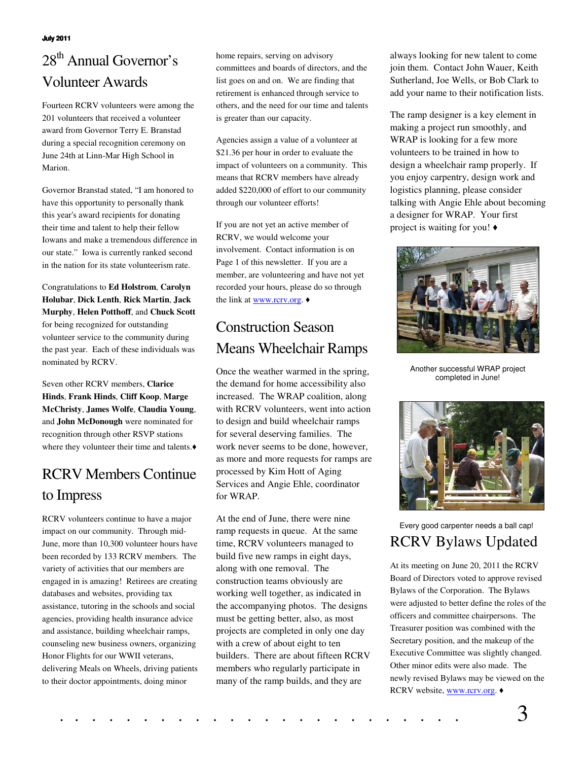# 28th Annual Governor's Volunteer Awards

Fourteen RCRV volunteers were among the 201 volunteers that received a volunteer award from Governor Terry E. Branstad during a special recognition ceremony on June 24th at Linn-Mar High School in Marion.

Governor Branstad stated, "I am honored to have this opportunity to personally thank this year's award recipients for donating their time and talent to help their fellow Iowans and make a tremendous difference in our state." Iowa is currently ranked second in the nation for its state volunteerism rate.

Congratulations to **Ed Holstrom**, **Carolyn Holubar**, **Dick Lenth**, **Rick Martin**, **Jack Murphy**, **Helen Potthoff**, and **Chuck Scott** for being recognized for outstanding volunteer service to the community during the past year. Each of these individuals was nominated by RCRV.

Seven other RCRV members, **Clarice Hinds**, **Frank Hinds**, **Cliff Koop**, **Marge McChristy**, **James Wolfe**, **Claudia Young**, and **John McDonough** were nominated for recognition through other RSVP stations where they volunteer their time and talents.♦

# RCRV Members Continue to Impress

RCRV volunteers continue to have a major impact on our community. Through mid-June, more than 10,300 volunteer hours have been recorded by 133 RCRV members. The variety of activities that our members are engaged in is amazing! Retirees are creating databases and websites, providing tax assistance, tutoring in the schools and social agencies, providing health insurance advice and assistance, building wheelchair ramps, counseling new business owners, organizing Honor Flights for our WWII veterans, delivering Meals on Wheels, driving patients to their doctor appointments, doing minor home repairs, serving on advisory committees and boards of directors, and the list goes on and on. We are finding that retirement is enhanced through service to others, and the need for our time and talents is greater than our capacity.

Agencies assign a value of a volunteer at $21.36 per hour in order to evaluate the impact of volunteers on a community. This means that RCRV members have already added $220,000 of effort to our community through our volunteer efforts!

If you are not yet an active member of RCRV, we would welcome your involvement. Contact information is on Page 1 of this newsletter. If you are a member, are volunteering and have not yet recorded your hours, please do so through the link at www.rcrv.org. ♦

# Construction Season Means Wheelchair Ramps

Once the weather warmed in the spring, the demand for home accessibility also increased. The WRAP coalition, along with RCRV volunteers, went into action to design and build wheelchair ramps for several deserving families. The work never seems to be done, however, as more and more requests for ramps are processed by Kim Hott of Aging Services and Angie Ehle, coordinator for WRAP.

At the end of June, there were nine ramp requests in queue. At the same time, RCRV volunteers managed to build five new ramps in eight days, along with one removal. The construction teams obviously are working well together, as indicated in the accompanying photos. The designs must be getting better, also, as most projects are completed in only one day with a crew of about eight to ten builders. There are about fifteen RCRV members who regularly participate in many of the ramp builds, and they are always looking for new talent to come join them. Contact John Wauer, Keith Sutherland, Joe Wells, or Bob Clark to add your name to their notification lists.

The ramp designer is a key element in making a project run smoothly, and WRAP is looking for a few more volunteers to be trained in how to design a wheelchair ramp properly. If you enjoy carpentry, design work and logistics planning, please consider talking with Angie Ehle about becoming a designer for WRAP. Your first project is waiting for you! ♦

Another successful WRAP project completed in June!

Every good carpenter needs a ball cap!

# RCRV Bylaws Updated

At its meeting on June 20, 2011 the RCRV Board of Directors voted to approve revised Bylaws of the Corporation. The Bylaws were adjusted to better define the roles of the officers and committee chairpersons. The Treasurer position was combined with the Secretary position, and the makeup of the Executive Committee was slightly changed. Other minor edits were also made. The newly revised Bylaws may be viewed on the RCRV website, www.rcrv.org. ♦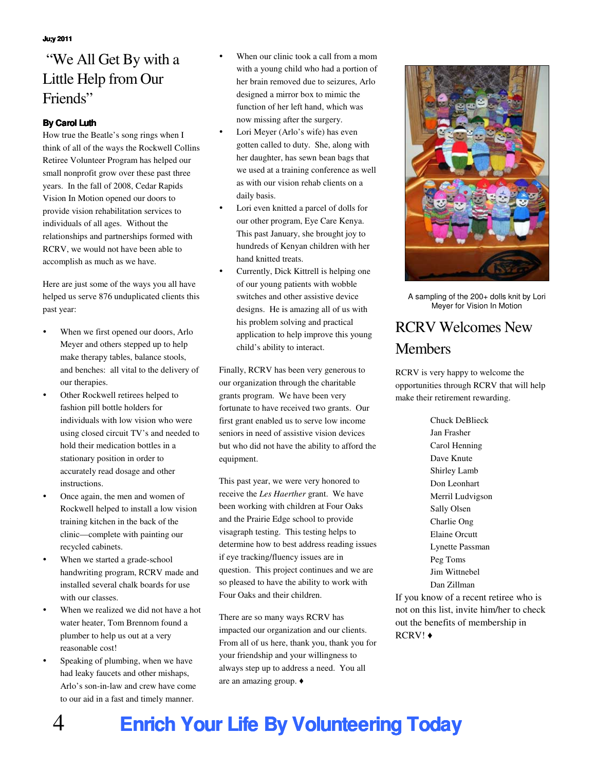# "We All Get By with a Little Help from Our Friends"

**By Carol Luth**

How true the Beatle's song rings when I think of all of the ways the Rockwell Collins Retiree Volunteer Program has helped our small nonprofit grow over these past three years. In the fall of 2008, Cedar Rapids Vision In Motion opened our doors to provide vision rehabilitation services to individuals of all ages. Without the relationships and partnerships formed with RCRV, we would not have been able to accomplish as much as we have.

Here are just some of the ways you all have helped us serve 876 unduplicated clients this past year:

- When we first opened our doors, Arlo Meyer and others stepped up to help make therapy tables, balance stools, and benches: all vital to the delivery of our therapies.
- Other Rockwell retirees helped to fashion pill bottle holders for individuals with low vision who were using closed circuit TV's and needed to hold their medication bottles in a stationary position in order to accurately read dosage and other instructions.
- Once again, the men and women of Rockwell helped to install a low vision training kitchen in the back of the clinic—complete with painting our recycled cabinets.
- When we started a grade-school handwriting program, RCRV made and installed several chalk boards for use with our classes.
- When we realized we did not have a hot water heater, Tom Brennom found a plumber to help us out at a very reasonable cost!
- Speaking of plumbing, when we have had leaky faucets and other mishaps, Arlo's son-in-law and crew have come to our aid in a fast and timely manner.
- When our clinic took a call from a mom with a young child who had a portion of her brain removed due to seizures, Arlo designed a mirror box to mimic the function of her left hand, which was now missing after the surgery.
- Lori Meyer (Arlo's wife) has even gotten called to duty. She, along with her daughter, has sewn bean bags that we used at a training conference as well as with our vision rehab clients on a daily basis.
- Lori even knitted a parcel of dolls for our other program, Eye Care Kenya. This past January, she brought joy to hundreds of Kenyan children with her hand knitted treats.
- Currently, Dick Kittrell is helping one of our young patients with wobble switches and other assistive device designs. He is amazing all of us with his problem solving and practical application to help improve this young child's ability to interact.

Finally, RCRV has been very generous to our organization through the charitable grants program. We have been very fortunate to have received two grants. Our first grant enabled us to serve low income seniors in need of assistive vision devices but who did not have the ability to afford the equipment.

This past year, we were very honored to receive the *Les Haerther* grant. We have been working with children at Four Oaks and the Prairie Edge school to provide visagraph testing. This testing helps to determine how to best address reading issues if eye tracking/fluency issues are in question. This project continues and we are so pleased to have the ability to work with Four Oaks and their children.

There are so many ways RCRV has impacted our organization and our clients. From all of us here, thank you, thank you for your friendship and your willingness to always step up to address a need. You all are an amazing group. ♦

A sampling of the 200+ dolls knit by Lori Meyer for Vision In Motion

# RCRV Welcomes New Members

RCRV is very happy to welcome the opportunities through RCRV that will help make their retirement rewarding.

Chuck DeBlieck
Jan Frasher
Carol Henning
Dave Knute
Shirley Lamb
Don Leonhart
Merril Ludvigson
Sally Olsen
Charlie Ong
Elaine Orcutt
Lynette Passman
Peg Toms
Jim Wittnebel
Dan Zillman

If you know of a recent retiree who is not on this list, invite him/her to check out the benefits of membership in RCRV! ♦

**Enrich Your Life By Volunteering Today**